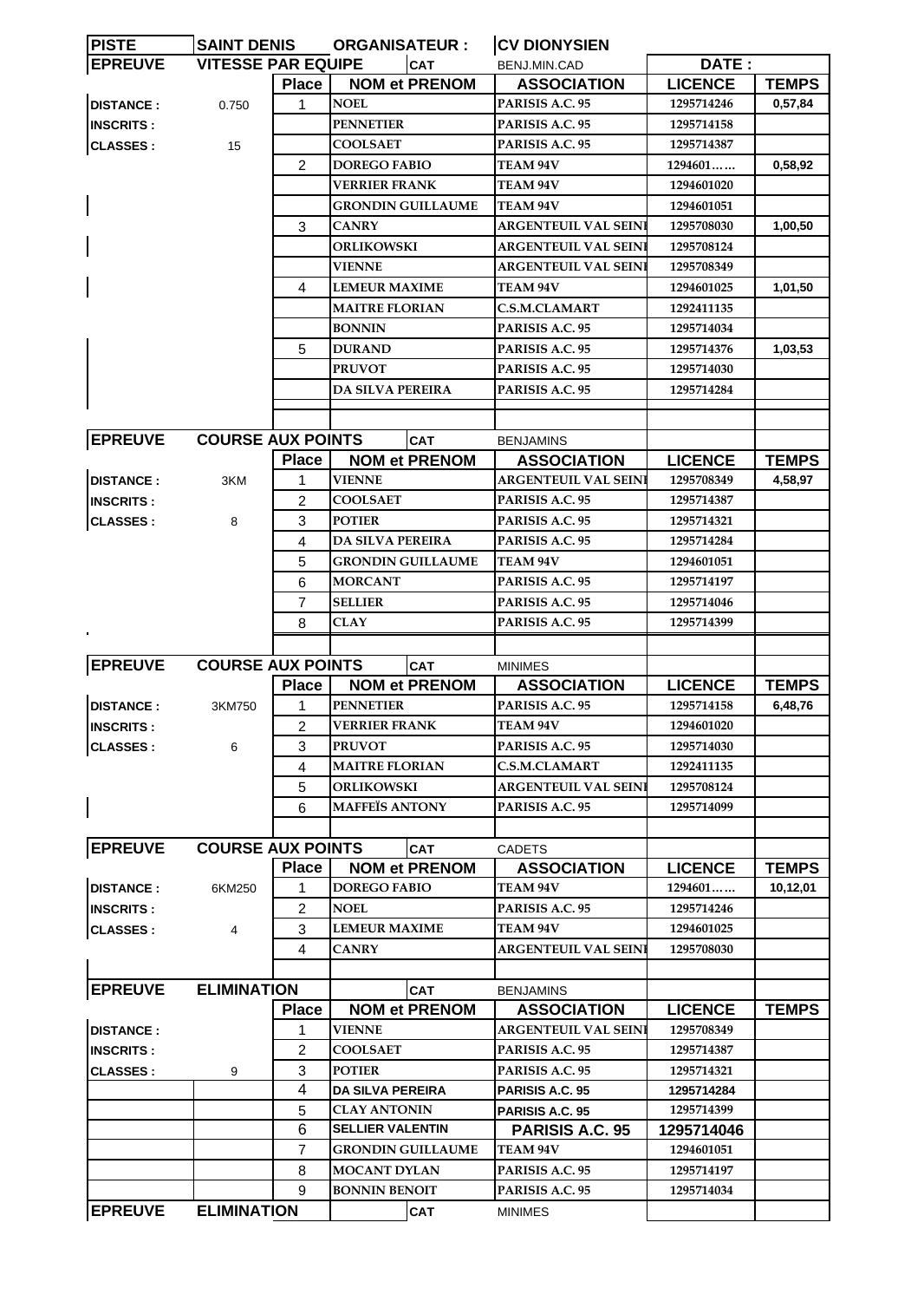| PISTE | SAINT DENIS | ORGANISATEUR : | CV DIONYSIEN | | |
|---|---|---|---|---|---|

| EPREUVE | VITESSE PAR EQUIPE | | CAT | BENJ.MIN.CAD | DATE : | |
|---|---|---|---|---|---|---|
| | | Place | NOM et PRENOM | ASSOCIATION | LICENCE | TEMPS |
| DISTANCE : | 0.750 | 1 | NOEL | PARISIS A.C. 95 | 1295714246 | 0,57,84 |
| INSCRITS : | | | PENNETIER | PARISIS A.C. 95 | 1295714158 | |
| CLASSES : | 15 | | COOLSAET | PARISIS A.C. 95 | 1295714387 | |
| | | 2 | DOREGO FABIO | TEAM 94V | 1294601…… | 0,58,92 |
| | | | VERRIER FRANK | TEAM 94V | 1294601020 | |
| | | | GRONDIN GUILLAUME | TEAM 94V | 1294601051 | |
| | | 3 | CANRY | ARGENTEUIL VAL SEINI | 1295708030 | 1,00,50 |
| | | | ORLIKOWSKI | ARGENTEUIL VAL SEINI | 1295708124 | |
| | | | VIENNE | ARGENTEUIL VAL SEINI | 1295708349 | |
| | | 4 | LEMEUR MAXIME | TEAM 94V | 1294601025 | 1,01,50 |
| | | | MAITRE FLORIAN | C.S.M.CLAMART | 1292411135 | |
| | | | BONNIN | PARISIS A.C. 95 | 1295714034 | |
| | | 5 | DURAND | PARISIS A.C. 95 | 1295714376 | 1,03,53 |
| | | | PRUVOT | PARISIS A.C. 95 | 1295714030 | |
| | | | DA SILVA PEREIRA | PARISIS A.C. 95 | 1295714284 | |

| EPREUVE | COURSE AUX POINTS | | CAT | BENJAMINS | | |
|---|---|---|---|---|---|---|
| | | Place | NOM et PRENOM | ASSOCIATION | LICENCE | TEMPS |
| DISTANCE : | 3KM | 1 | VIENNE | ARGENTEUIL VAL SEINI | 1295708349 | 4,58,97 |
| INSCRITS : | | 2 | COOLSAET | PARISIS A.C. 95 | 1295714387 | |
| CLASSES : | 8 | 3 | POTIER | PARISIS A.C. 95 | 1295714321 | |
| | | 4 | DA SILVA PEREIRA | PARISIS A.C. 95 | 1295714284 | |
| | | 5 | GRONDIN GUILLAUME | TEAM 94V | 1294601051 | |
| | | 6 | MORCANT | PARISIS A.C. 95 | 1295714197 | |
| | | 7 | SELLIER | PARISIS A.C. 95 | 1295714046 | |
| | | 8 | CLAY | PARISIS A.C. 95 | 1295714399 | |

| EPREUVE | COURSE AUX POINTS | | CAT | MINIMES | | |
|---|---|---|---|---|---|---|
| | | Place | NOM et PRENOM | ASSOCIATION | LICENCE | TEMPS |
| DISTANCE : | 3KM750 | 1 | PENNETIER | PARISIS A.C. 95 | 1295714158 | 6,48,76 |
| INSCRITS : | | 2 | VERRIER FRANK | TEAM 94V | 1294601020 | |
| CLASSES : | 6 | 3 | PRUVOT | PARISIS A.C. 95 | 1295714030 | |
| | | 4 | MAITRE FLORIAN | C.S.M.CLAMART | 1292411135 | |
| | | 5 | ORLIKOWSKI | ARGENTEUIL VAL SEINI | 1295708124 | |
| | | 6 | MAFFEÏS ANTONY | PARISIS A.C. 95 | 1295714099 | |

| EPREUVE | COURSE AUX POINTS | | CAT | CADETS | | |
|---|---|---|---|---|---|---|
| | | Place | NOM et PRENOM | ASSOCIATION | LICENCE | TEMPS |
| DISTANCE : | 6KM250 | 1 | DOREGO FABIO | TEAM 94V | 1294601…… | 10,12,01 |
| INSCRITS : | | 2 | NOEL | PARISIS A.C. 95 | 1295714246 | |
| CLASSES : | 4 | 3 | LEMEUR MAXIME | TEAM 94V | 1294601025 | |
| | | 4 | CANRY | ARGENTEUIL VAL SEINI | 1295708030 | |

| EPREUVE | ELIMINATION | | CAT | BENJAMINS | | |
|---|---|---|---|---|---|---|
| | | Place | NOM et PRENOM | ASSOCIATION | LICENCE | TEMPS |
| DISTANCE : | | 1 | VIENNE | ARGENTEUIL VAL SEINI | 1295708349 | |
| INSCRITS : | | 2 | COOLSAET | PARISIS A.C. 95 | 1295714387 | |
| CLASSES : | 9 | 3 | POTIER | PARISIS A.C. 95 | 1295714321 | |
| | | 4 | DA SILVA PEREIRA | PARISIS A.C. 95 | 1295714284 | |
| | | 5 | CLAY ANTONIN | PARISIS A.C. 95 | 1295714399 | |
| | | 6 | SELLIER VALENTIN | PARISIS A.C. 95 | 1295714046 | |
| | | 7 | GRONDIN GUILLAUME | TEAM 94V | 1294601051 | |
| | | 8 | MOCANT DYLAN | PARISIS A.C. 95 | 1295714197 | |
| | | 9 | BONNIN BENOIT | PARISIS A.C. 95 | 1295714034 | |

| EPREUVE | ELIMINATION | | CAT | MINIMES | | |
|---|---|---|---|---|---|---|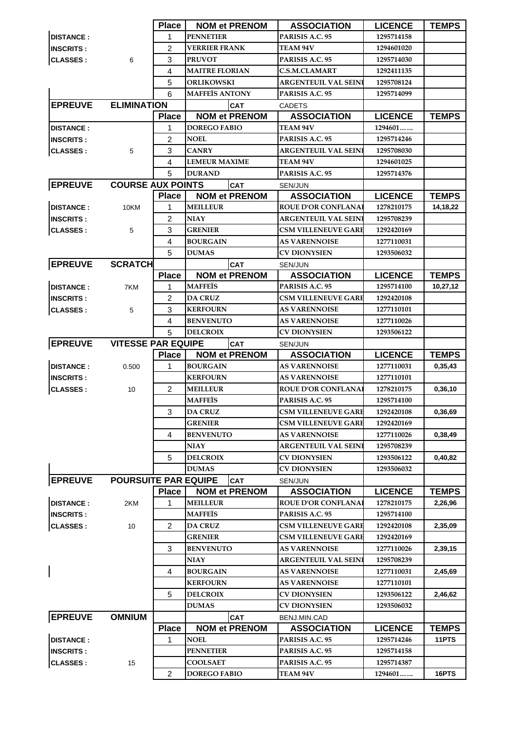| | | Place | NOM et PRENOM | | ASSOCIATION | LICENCE | TEMPS |
|---|---|---|---|---|---|---|---|
| DISTANCE : | | 1 | PENNETIER | | PARISIS A.C. 95 | 1295714158 | |
| INSCRITS : | | 2 | VERRIER FRANK | | TEAM 94V | 1294601020 | |
| CLASSES : | 6 | 3 | PRUVOT | | PARISIS A.C. 95 | 1295714030 | |
| | | 4 | MAITRE FLORIAN | | C.S.M.CLAMART | 1292411135 | |
| | | 5 | ORLIKOWSKI | | ARGENTEUIL VAL SEINE | 1295708124 | |
| | | 6 | MAFFEÏS ANTONY | | PARISIS A.C. 95 | 1295714099 | |
| **EPREUVE** | **ELIMINATION** | | | CAT | CADETS | | |
| | | Place | NOM et PRENOM | | ASSOCIATION | LICENCE | TEMPS |
| DISTANCE : | | 1 | DOREGO FABIO | | TEAM 94V | 1294601…… | |
| INSCRITS : | | 2 | NOEL | | PARISIS A.C. 95 | 1295714246 | |
| CLASSES : | 5 | 3 | CANRY | | ARGENTEUIL VAL SEINE | 1295708030 | |
| | | 4 | LEMEUR MAXIME | | TEAM 94V | 1294601025 | |
| | | 5 | DURAND | | PARISIS A.C. 95 | 1295714376 | |
| **EPREUVE** | **COURSE AUX POINTS** | | | CAT | SEN/JUN | | |
| | | Place | NOM et PRENOM | | ASSOCIATION | LICENCE | TEMPS |
| DISTANCE : | 10KM | 1 | MEILLEUR | | ROUE D'OR CONFLANAI | 1278210175 | 14,18,22 |
| INSCRITS : | | 2 | NIAY | | ARGENTEUIL VAL SEINE | 1295708239 | |
| CLASSES : | 5 | 3 | GRENIER | | CSM VILLENEUVE GARE | 1292420169 | |
| | | 4 | BOURGAIN | | AS VARENNOISE | 1277110031 | |
| | | 5 | DUMAS | | CV DIONYSIEN | 1293506032 | |
| **EPREUVE** | **SCRATCH** | | | CAT | SEN/JUN | | |
| | | Place | NOM et PRENOM | | ASSOCIATION | LICENCE | TEMPS |
| DISTANCE : | 7KM | 1 | MAFFEÏS | | PARISIS A.C. 95 | 1295714100 | 10,27,12 |
| INSCRITS : | | 2 | DA CRUZ | | CSM VILLENEUVE GARE | 1292420108 | |
| CLASSES : | 5 | 3 | KERFOURN | | AS VARENNOISE | 1277110101 | |
| | | 4 | BENVENUTO | | AS VARENNOISE | 1277110026 | |
| | | 5 | DELCROIX | | CV DIONYSIEN | 1293506122 | |
| **EPREUVE** | **VITESSE PAR EQUIPE** | | | CAT | SEN/JUN | | |
| | | Place | NOM et PRENOM | | ASSOCIATION | LICENCE | TEMPS |
| DISTANCE : | 0.500 | 1 | BOURGAIN | | AS VARENNOISE | 1277110031 | 0,35,43 |
| INSCRITS : | | | KERFOURN | | AS VARENNOISE | 1277110101 | |
| CLASSES : | 10 | 2 | MEILLEUR | | ROUE D'OR CONFLANAI | 1278210175 | 0,36,10 |
| | | | MAFFEÏS | | PARISIS A.C. 95 | 1295714100 | |
| | | 3 | DA CRUZ | | CSM VILLENEUVE GARE | 1292420108 | 0,36,69 |
| | | | GRENIER | | CSM VILLENEUVE GARE | 1292420169 | |
| | | 4 | BENVENUTO | | AS VARENNOISE | 1277110026 | 0,38,49 |
| | | | NIAY | | ARGENTEUIL VAL SEINE | 1295708239 | |
| | | 5 | DELCROIX | | CV DIONYSIEN | 1293506122 | 0,40,82 |
| | | | DUMAS | | CV DIONYSIEN | 1293506032 | |
| **EPREUVE** | **POURSUITE PAR EQUIPE** | | | CAT | SEN/JUN | | |
| | | Place | NOM et PRENOM | | ASSOCIATION | LICENCE | TEMPS |
| DISTANCE : | 2KM | 1 | MEILLEUR | | ROUE D'OR CONFLANAI | 1278210175 | 2,26,96 |
| INSCRITS : | | | MAFFEÏS | | PARISIS A.C. 95 | 1295714100 | |
| CLASSES : | 10 | 2 | DA CRUZ | | CSM VILLENEUVE GARE | 1292420108 | 2,35,09 |
| | | | GRENIER | | CSM VILLENEUVE GARE | 1292420169 | |
| | | 3 | BENVENUTO | | AS VARENNOISE | 1277110026 | 2,39,15 |
| | | | NIAY | | ARGENTEUIL VAL SEINE | 1295708239 | |
| | | 4 | BOURGAIN | | AS VARENNOISE | 1277110031 | 2,45,69 |
| | | | KERFOURN | | AS VARENNOISE | 1277110101 | |
| | | 5 | DELCROIX | | CV DIONYSIEN | 1293506122 | 2,46,62 |
| | | | DUMAS | | CV DIONYSIEN | 1293506032 | |
| **EPREUVE** | **OMNIUM** | | | CAT | BENJ.MIN.CAD | | |
| | | Place | NOM et PRENOM | | ASSOCIATION | LICENCE | TEMPS |
| DISTANCE : | | 1 | NOEL | | PARISIS A.C. 95 | 1295714246 | 11PTS |
| INSCRITS : | | | PENNETIER | | PARISIS A.C. 95 | 1295714158 | |
| CLASSES : | 15 | | COOLSAET | | PARISIS A.C. 95 | 1295714387 | |
| | | 2 | DOREGO FABIO | | TEAM 94V | 1294601…… | 16PTS |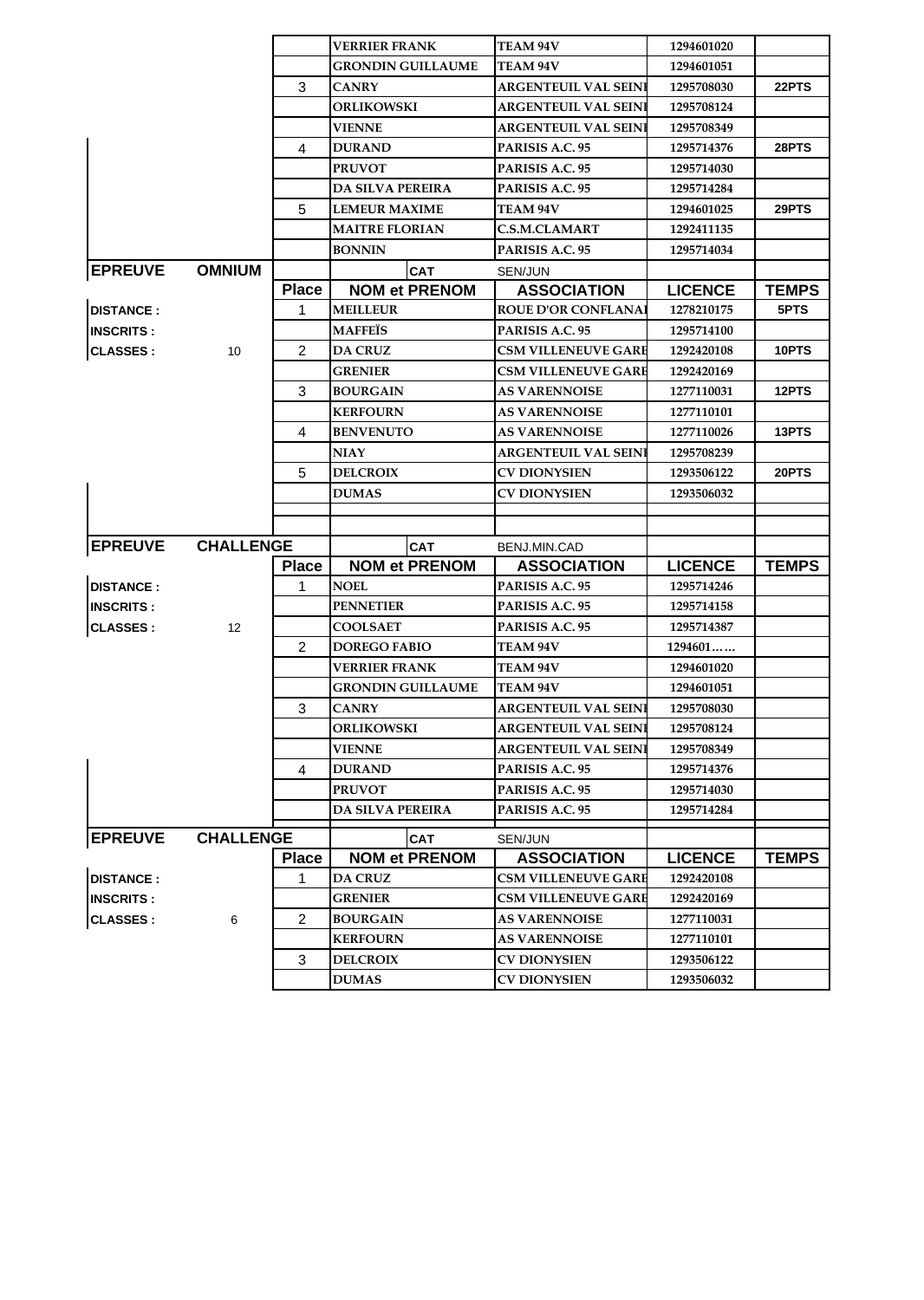| | | Place | NOM et PRENOM | ASSOCIATION | LICENCE | TEMPS |
|---|---|---|---|---|---|---|
| | | | VERRIER FRANK | TEAM 94V | 1294601020 | |
| | | | GRONDIN GUILLAUME | TEAM 94V | 1294601051 | |
| | | 3 | CANRY | ARGENTEUIL VAL SEINE | 1295708030 | 22PTS |
| | | | ORLIKOWSKI | ARGENTEUIL VAL SEINE | 1295708124 | |
| | | | VIENNE | ARGENTEUIL VAL SEINE | 1295708349 | |
| | | 4 | DURAND | PARISIS A.C. 95 | 1295714376 | 28PTS |
| | | | PRUVOT | PARISIS A.C. 95 | 1295714030 | |
| | | | DA SILVA PEREIRA | PARISIS A.C. 95 | 1295714284 | |
| | | 5 | LEMEUR MAXIME | TEAM 94V | 1294601025 | 29PTS |
| | | | MAITRE FLORIAN | C.S.M.CLAMART | 1292411135 | |
| | | | BONNIN | PARISIS A.C. 95 | 1295714034 | |

| EPREUVE | OMNIUM | | CAT | SEN/JUN | | |
|---|---|---|---|---|---|---|
| | | **Place** | **NOM et PRENOM** | **ASSOCIATION** | **LICENCE** | **TEMPS** |
| DISTANCE : | | 1 | MEILLEUR | ROUE D'OR CONFLANAI | 1278210175 | 5PTS |
| INSCRITS : | | | MAFFEÏS | PARISIS A.C. 95 | 1295714100 | |
| CLASSES : | 10 | 2 | DA CRUZ | CSM VILLENEUVE GARE | 1292420108 | 10PTS |
| | | | GRENIER | CSM VILLENEUVE GARE | 1292420169 | |
| | | 3 | BOURGAIN | AS VARENNOISE | 1277110031 | 12PTS |
| | | | KERFOURN | AS VARENNOISE | 1277110101 | |
| | | 4 | BENVENUTO | AS VARENNOISE | 1277110026 | 13PTS |
| | | | NIAY | ARGENTEUIL VAL SEINE | 1295708239 | |
| | | 5 | DELCROIX | CV DIONYSIEN | 1293506122 | 20PTS |
| | | | DUMAS | CV DIONYSIEN | 1293506032 | |

| EPREUVE | CHALLENGE | | CAT | BENJ.MIN.CAD | | |
|---|---|---|---|---|---|---|
| | | **Place** | **NOM et PRENOM** | **ASSOCIATION** | **LICENCE** | **TEMPS** |
| DISTANCE : | | 1 | NOEL | PARISIS A.C. 95 | 1295714246 | |
| INSCRITS : | | | PENNETIER | PARISIS A.C. 95 | 1295714158 | |
| CLASSES : | 12 | | COOLSAET | PARISIS A.C. 95 | 1295714387 | |
| | | 2 | DOREGO FABIO | TEAM 94V | 1294601…… | |
| | | | VERRIER FRANK | TEAM 94V | 1294601020 | |
| | | | GRONDIN GUILLAUME | TEAM 94V | 1294601051 | |
| | | 3 | CANRY | ARGENTEUIL VAL SEINE | 1295708030 | |
| | | | ORLIKOWSKI | ARGENTEUIL VAL SEINE | 1295708124 | |
| | | | VIENNE | ARGENTEUIL VAL SEINE | 1295708349 | |
| | | 4 | DURAND | PARISIS A.C. 95 | 1295714376 | |
| | | | PRUVOT | PARISIS A.C. 95 | 1295714030 | |
| | | | DA SILVA PEREIRA | PARISIS A.C. 95 | 1295714284 | |

| EPREUVE | CHALLENGE | | CAT | SEN/JUN | | |
|---|---|---|---|---|---|---|
| | | **Place** | **NOM et PRENOM** | **ASSOCIATION** | **LICENCE** | **TEMPS** |
| DISTANCE : | | 1 | DA CRUZ | CSM VILLENEUVE GARE | 1292420108 | |
| INSCRITS : | | | GRENIER | CSM VILLENEUVE GARE | 1292420169 | |
| CLASSES : | 6 | 2 | BOURGAIN | AS VARENNOISE | 1277110031 | |
| | | | KERFOURN | AS VARENNOISE | 1277110101 | |
| | | 3 | DELCROIX | CV DIONYSIEN | 1293506122 | |
| | | | DUMAS | CV DIONYSIEN | 1293506032 | |